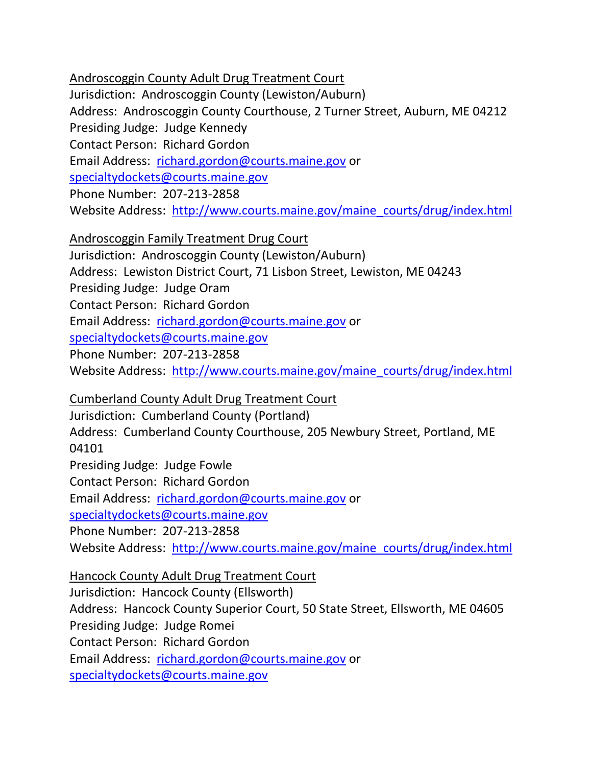Androscoggin County Adult Drug Treatment Court
Jurisdiction: Androscoggin County (Lewiston/Auburn)
Address: Androscoggin County Courthouse, 2 Turner Street, Auburn, ME 04212
Presiding Judge: Judge Kennedy
Contact Person: Richard Gordon
Email Address: richard.gordon@courts.maine.gov or specialtydockets@courts.maine.gov
Phone Number: 207-213-2858
Website Address: http://www.courts.maine.gov/maine_courts/drug/index.html

Androscoggin Family Treatment Drug Court
Jurisdiction: Androscoggin County (Lewiston/Auburn)
Address: Lewiston District Court, 71 Lisbon Street, Lewiston, ME 04243
Presiding Judge: Judge Oram
Contact Person: Richard Gordon
Email Address: richard.gordon@courts.maine.gov or specialtydockets@courts.maine.gov
Phone Number: 207-213-2858
Website Address: http://www.courts.maine.gov/maine_courts/drug/index.html

Cumberland County Adult Drug Treatment Court
Jurisdiction: Cumberland County (Portland)
Address: Cumberland County Courthouse, 205 Newbury Street, Portland, ME 04101
Presiding Judge: Judge Fowle
Contact Person: Richard Gordon
Email Address: richard.gordon@courts.maine.gov or specialtydockets@courts.maine.gov
Phone Number: 207-213-2858
Website Address: http://www.courts.maine.gov/maine_courts/drug/index.html

Hancock County Adult Drug Treatment Court
Jurisdiction: Hancock County (Ellsworth)
Address: Hancock County Superior Court, 50 State Street, Ellsworth, ME 04605
Presiding Judge: Judge Romei
Contact Person: Richard Gordon
Email Address: richard.gordon@courts.maine.gov or specialtydockets@courts.maine.gov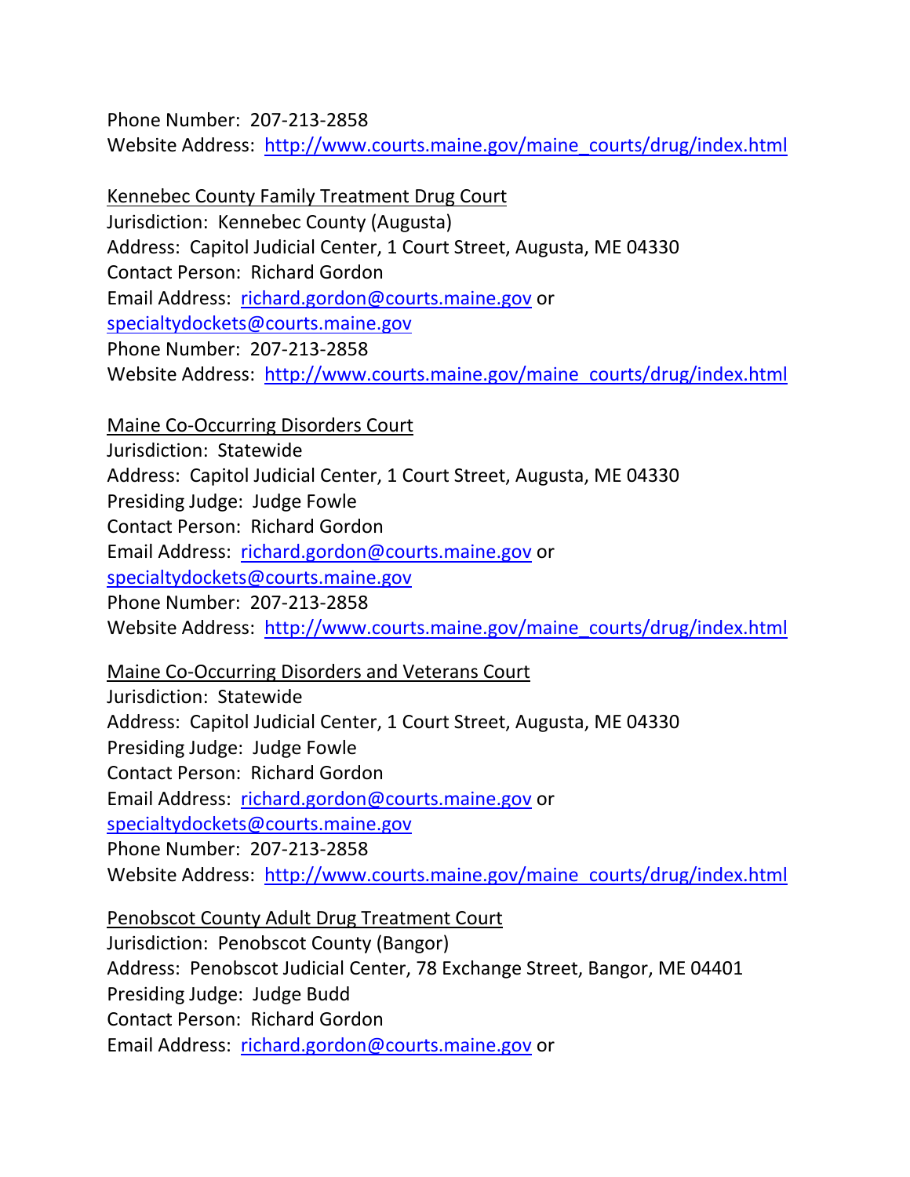Phone Number: 207-213-2858
Website Address: http://www.courts.maine.gov/maine_courts/drug/index.html

Kennebec County Family Treatment Drug Court
Jurisdiction: Kennebec County (Augusta)
Address: Capitol Judicial Center, 1 Court Street, Augusta, ME 04330
Contact Person: Richard Gordon
Email Address: richard.gordon@courts.maine.gov or specialtydockets@courts.maine.gov
Phone Number: 207-213-2858
Website Address: http://www.courts.maine.gov/maine_courts/drug/index.html

Maine Co-Occurring Disorders Court
Jurisdiction: Statewide
Address: Capitol Judicial Center, 1 Court Street, Augusta, ME 04330
Presiding Judge: Judge Fowle
Contact Person: Richard Gordon
Email Address: richard.gordon@courts.maine.gov or specialtydockets@courts.maine.gov
Phone Number: 207-213-2858
Website Address: http://www.courts.maine.gov/maine_courts/drug/index.html

Maine Co-Occurring Disorders and Veterans Court
Jurisdiction: Statewide
Address: Capitol Judicial Center, 1 Court Street, Augusta, ME 04330
Presiding Judge: Judge Fowle
Contact Person: Richard Gordon
Email Address: richard.gordon@courts.maine.gov or specialtydockets@courts.maine.gov
Phone Number: 207-213-2858
Website Address: http://www.courts.maine.gov/maine_courts/drug/index.html

Penobscot County Adult Drug Treatment Court
Jurisdiction: Penobscot County (Bangor)
Address: Penobscot Judicial Center, 78 Exchange Street, Bangor, ME 04401
Presiding Judge: Judge Budd
Contact Person: Richard Gordon
Email Address: richard.gordon@courts.maine.gov or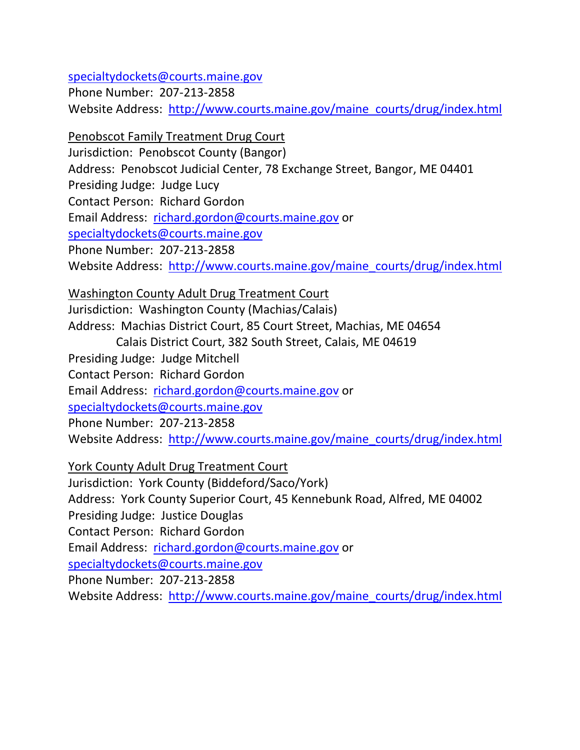specialtydockets@courts.maine.gov
Phone Number: 207-213-2858
Website Address: http://www.courts.maine.gov/maine_courts/drug/index.html

Penobscot Family Treatment Drug Court
Jurisdiction: Penobscot County (Bangor)
Address: Penobscot Judicial Center, 78 Exchange Street, Bangor, ME 04401
Presiding Judge: Judge Lucy
Contact Person: Richard Gordon
Email Address: richard.gordon@courts.maine.gov or
specialtydockets@courts.maine.gov
Phone Number: 207-213-2858
Website Address: http://www.courts.maine.gov/maine_courts/drug/index.html

Washington County Adult Drug Treatment Court
Jurisdiction: Washington County (Machias/Calais)
Address: Machias District Court, 85 Court Street, Machias, ME 04654
Calais District Court, 382 South Street, Calais, ME 04619
Presiding Judge: Judge Mitchell
Contact Person: Richard Gordon
Email Address: richard.gordon@courts.maine.gov or
specialtydockets@courts.maine.gov
Phone Number: 207-213-2858
Website Address: http://www.courts.maine.gov/maine_courts/drug/index.html

York County Adult Drug Treatment Court
Jurisdiction: York County (Biddeford/Saco/York)
Address: York County Superior Court, 45 Kennebunk Road, Alfred, ME 04002
Presiding Judge: Justice Douglas
Contact Person: Richard Gordon
Email Address: richard.gordon@courts.maine.gov or
specialtydockets@courts.maine.gov
Phone Number: 207-213-2858
Website Address: http://www.courts.maine.gov/maine_courts/drug/index.html